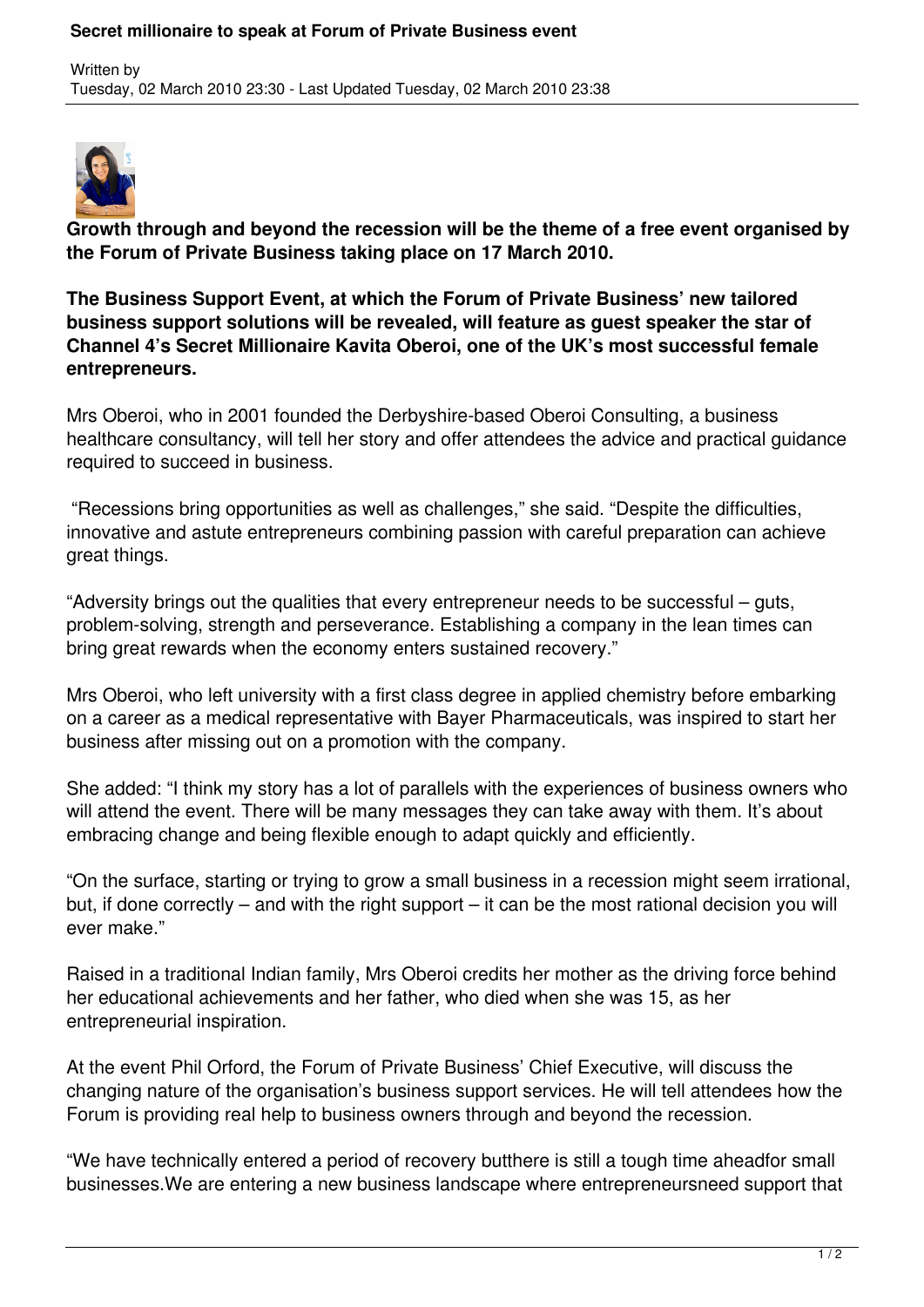# Secret millionaire to speak at Forum of Private Business event

Written by
Tuesday, 02 March 2010 23:30 - Last Updated Tuesday, 02 March 2010 23:38

**Growth through and beyond the recession will be the theme of a free event organised by the Forum of Private Business taking place on 17 March 2010.**

**The Business Support Event, at which the Forum of Private Business' new tailored business support solutions will be revealed, will feature as guest speaker the star of Channel 4's Secret Millionaire Kavita Oberoi, one of the UK's most successful female entrepreneurs.**

Mrs Oberoi, who in 2001 founded the Derbyshire-based Oberoi Consulting, a business healthcare consultancy, will tell her story and offer attendees the advice and practical guidance required to succeed in business.

"Recessions bring opportunities as well as challenges," she said. "Despite the difficulties, innovative and astute entrepreneurs combining passion with careful preparation can achieve great things.

"Adversity brings out the qualities that every entrepreneur needs to be successful – guts, problem-solving, strength and perseverance. Establishing a company in the lean times can bring great rewards when the economy enters sustained recovery."

Mrs Oberoi, who left university with a first class degree in applied chemistry before embarking on a career as a medical representative with Bayer Pharmaceuticals, was inspired to start her business after missing out on a promotion with the company.

She added: "I think my story has a lot of parallels with the experiences of business owners who will attend the event. There will be many messages they can take away with them. It's about embracing change and being flexible enough to adapt quickly and efficiently.

"On the surface, starting or trying to grow a small business in a recession might seem irrational, but, if done correctly – and with the right support – it can be the most rational decision you will ever make."

Raised in a traditional Indian family, Mrs Oberoi credits her mother as the driving force behind her educational achievements and her father, who died when she was 15, as her entrepreneurial inspiration.

At the event Phil Orford, the Forum of Private Business' Chief Executive, will discuss the changing nature of the organisation's business support services. He will tell attendees how the Forum is providing real help to business owners through and beyond the recession.

"We have technically entered a period of recovery butthere is still a tough time aheadfor small businesses.We are entering a new business landscape where entrepreneursneed support that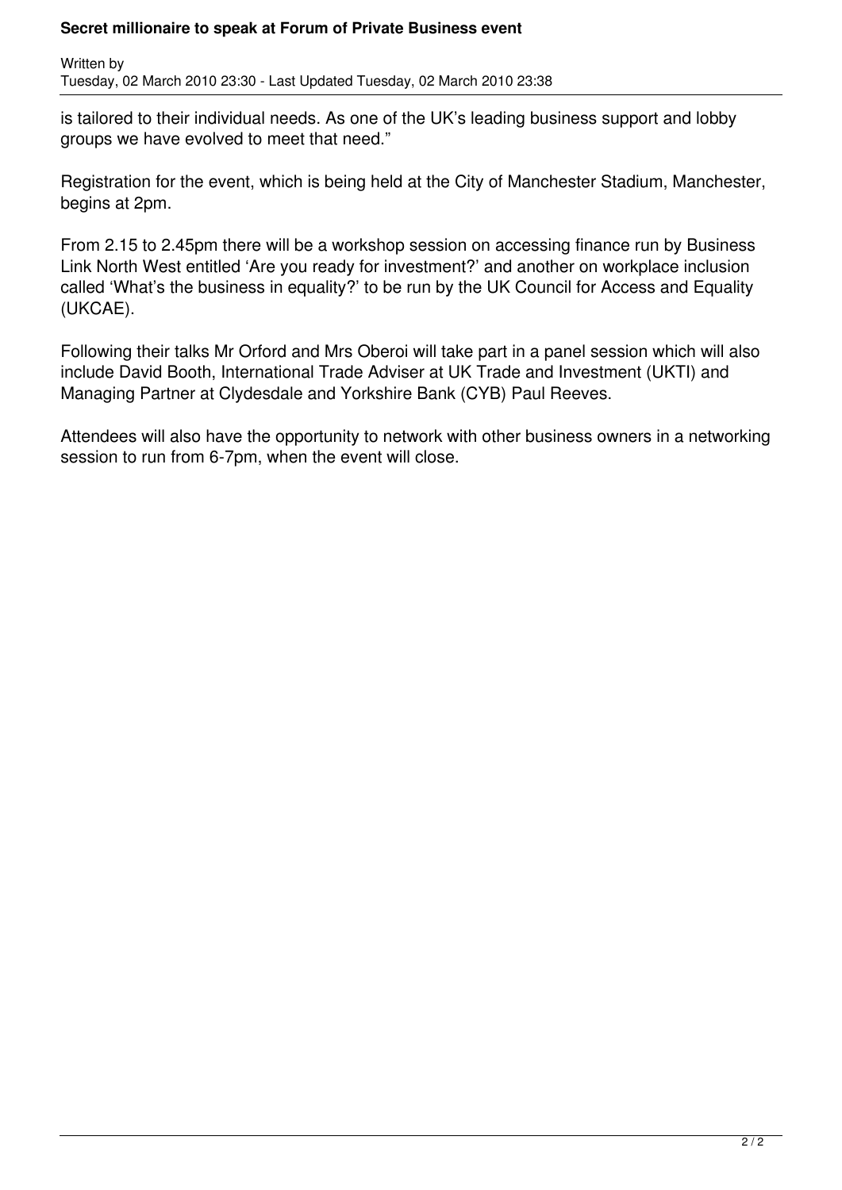is tailored to their individual needs. As one of the UK's leading business support and lobby groups we have evolved to meet that need."

Registration for the event, which is being held at the City of Manchester Stadium, Manchester, begins at 2pm.

From 2.15 to 2.45pm there will be a workshop session on accessing finance run by Business Link North West entitled 'Are you ready for investment?' and another on workplace inclusion called 'What's the business in equality?' to be run by the UK Council for Access and Equality (UKCAE).

Following their talks Mr Orford and Mrs Oberoi will take part in a panel session which will also include David Booth, International Trade Adviser at UK Trade and Investment (UKTI) and Managing Partner at Clydesdale and Yorkshire Bank (CYB) Paul Reeves.

Attendees will also have the opportunity to network with other business owners in a networking session to run from 6-7pm, when the event will close.